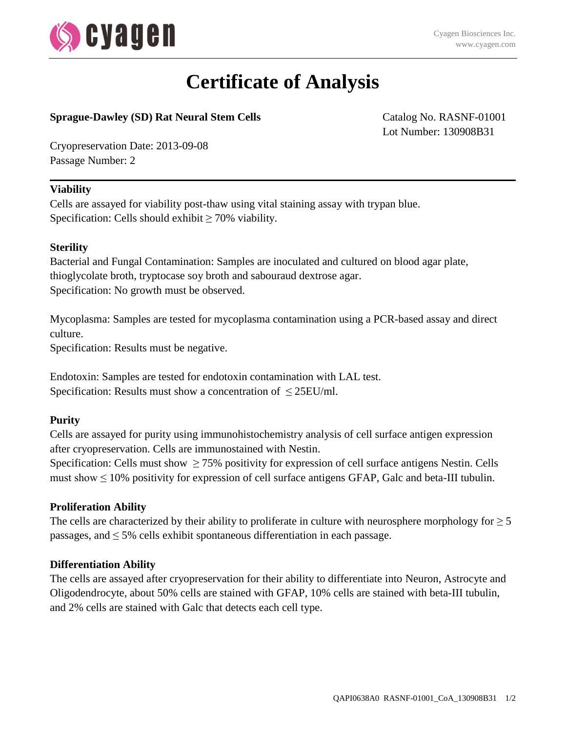# Certificate of Analysis

**Sprague-Dawley (SD) Rat Neural Stem Cells**

Catalog No. RASNF-01001
Lot Number: 130908B31

Cryopreservation Date: 2013-09-08
Passage Number: 2

---

**Viability**

Cells are assayed for viability post-thaw using vital staining assay with trypan blue.
Specification: Cells should exhibit ≥ 70% viability.

**Sterility**

Bacterial and Fungal Contamination: Samples are inoculated and cultured on blood agar plate, thioglycolate broth, tryptocase soy broth and sabouraud dextrose agar.
Specification: No growth must be observed.

Mycoplasma: Samples are tested for mycoplasma contamination using a PCR-based assay and direct culture.
Specification: Results must be negative.

Endotoxin: Samples are tested for endotoxin contamination with LAL test.
Specification: Results must show a concentration of ≤ 25EU/ml.

**Purity**

Cells are assayed for purity using immunohistochemistry analysis of cell surface antigen expression after cryopreservation. Cells are immunostained with Nestin.
Specification: Cells must show ≥ 75% positivity for expression of cell surface antigens Nestin. Cells must show ≤ 10% positivity for expression of cell surface antigens GFAP, Galc and beta-III tubulin.

**Proliferation Ability**

The cells are characterized by their ability to proliferate in culture with neurosphere morphology for ≥ 5 passages, and ≤ 5% cells exhibit spontaneous differentiation in each passage.

**Differentiation Ability**

The cells are assayed after cryopreservation for their ability to differentiate into Neuron, Astrocyte and Oligodendrocyte, about 50% cells are stained with GFAP, 10% cells are stained with beta-III tubulin, and 2% cells are stained with Galc that detects each cell type.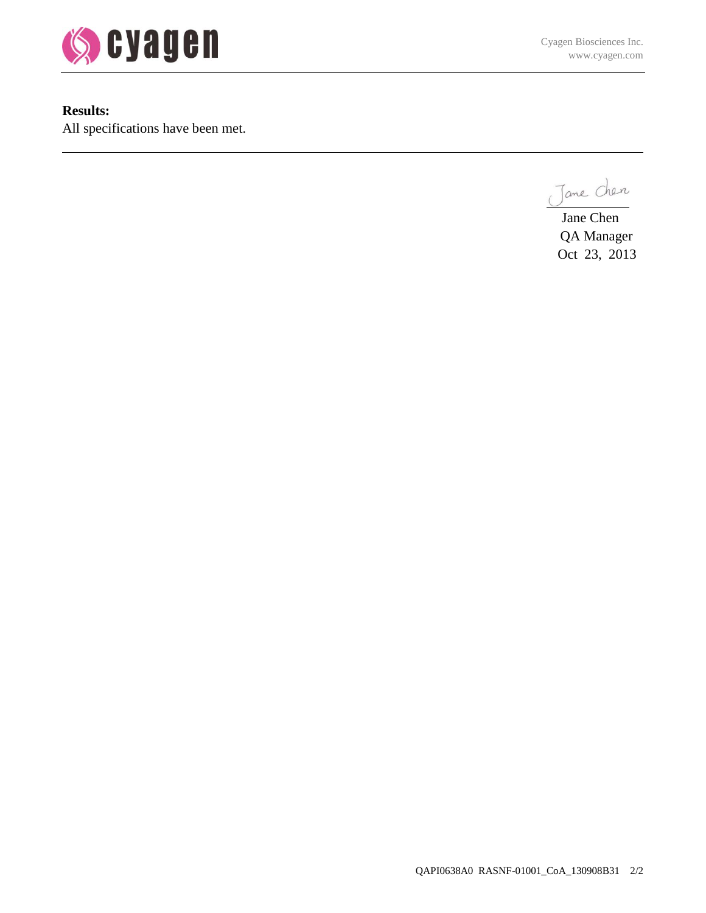**Results:**

All specifications have been met.

---

Jane Chen

QA Manager

Oct 23, 2013